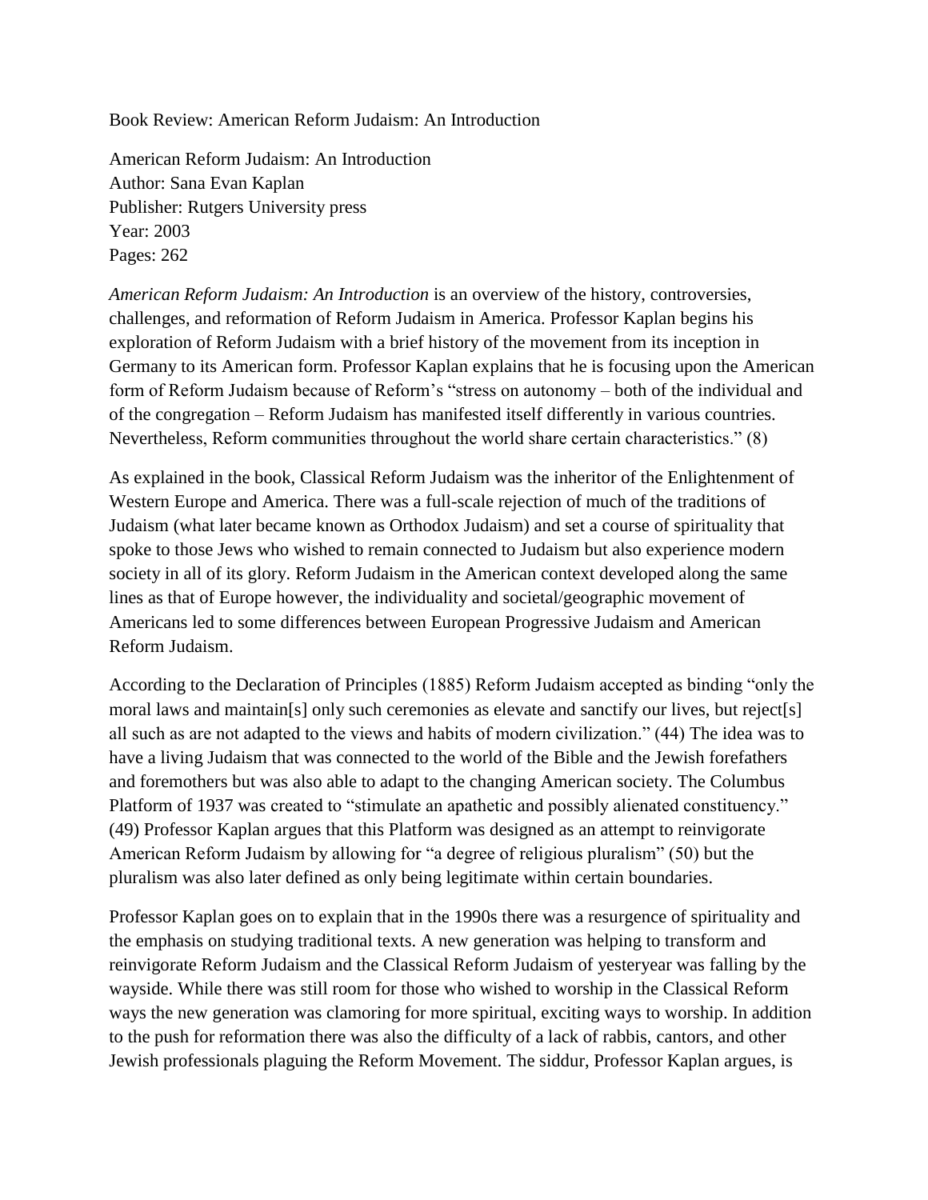Book Review: American Reform Judaism: An Introduction

American Reform Judaism: An Introduction
Author: Sana Evan Kaplan
Publisher: Rutgers University press
Year: 2003
Pages: 262

*American Reform Judaism: An Introduction* is an overview of the history, controversies, challenges, and reformation of Reform Judaism in America. Professor Kaplan begins his exploration of Reform Judaism with a brief history of the movement from its inception in Germany to its American form. Professor Kaplan explains that he is focusing upon the American form of Reform Judaism because of Reform's "stress on autonomy – both of the individual and of the congregation – Reform Judaism has manifested itself differently in various countries. Nevertheless, Reform communities throughout the world share certain characteristics." (8)

As explained in the book, Classical Reform Judaism was the inheritor of the Enlightenment of Western Europe and America. There was a full-scale rejection of much of the traditions of Judaism (what later became known as Orthodox Judaism) and set a course of spirituality that spoke to those Jews who wished to remain connected to Judaism but also experience modern society in all of its glory. Reform Judaism in the American context developed along the same lines as that of Europe however, the individuality and societal/geographic movement of Americans led to some differences between European Progressive Judaism and American Reform Judaism.

According to the Declaration of Principles (1885) Reform Judaism accepted as binding "only the moral laws and maintain[s] only such ceremonies as elevate and sanctify our lives, but reject[s] all such as are not adapted to the views and habits of modern civilization." (44) The idea was to have a living Judaism that was connected to the world of the Bible and the Jewish forefathers and foremothers but was also able to adapt to the changing American society. The Columbus Platform of 1937 was created to "stimulate an apathetic and possibly alienated constituency." (49) Professor Kaplan argues that this Platform was designed as an attempt to reinvigorate American Reform Judaism by allowing for "a degree of religious pluralism" (50) but the pluralism was also later defined as only being legitimate within certain boundaries.

Professor Kaplan goes on to explain that in the 1990s there was a resurgence of spirituality and the emphasis on studying traditional texts. A new generation was helping to transform and reinvigorate Reform Judaism and the Classical Reform Judaism of yesteryear was falling by the wayside. While there was still room for those who wished to worship in the Classical Reform ways the new generation was clamoring for more spiritual, exciting ways to worship. In addition to the push for reformation there was also the difficulty of a lack of rabbis, cantors, and other Jewish professionals plaguing the Reform Movement. The siddur, Professor Kaplan argues, is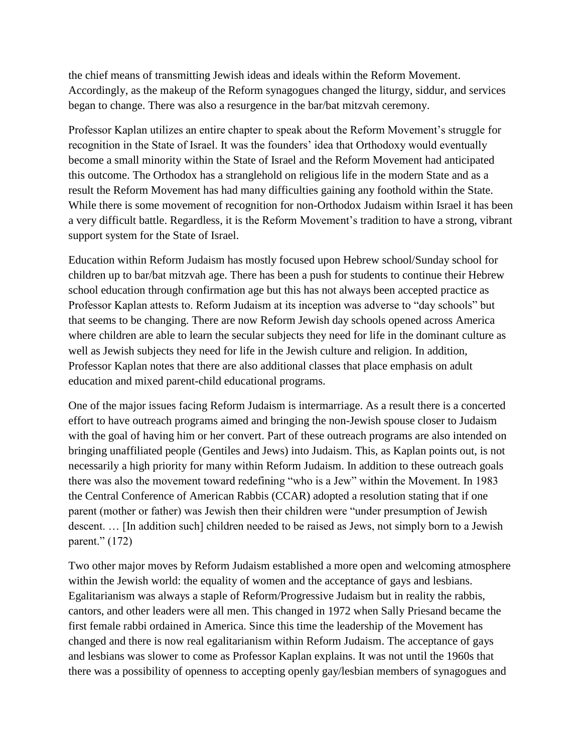the chief means of transmitting Jewish ideas and ideals within the Reform Movement. Accordingly, as the makeup of the Reform synagogues changed the liturgy, siddur, and services began to change. There was also a resurgence in the bar/bat mitzvah ceremony.

Professor Kaplan utilizes an entire chapter to speak about the Reform Movement's struggle for recognition in the State of Israel. It was the founders' idea that Orthodoxy would eventually become a small minority within the State of Israel and the Reform Movement had anticipated this outcome. The Orthodox has a stranglehold on religious life in the modern State and as a result the Reform Movement has had many difficulties gaining any foothold within the State. While there is some movement of recognition for non-Orthodox Judaism within Israel it has been a very difficult battle. Regardless, it is the Reform Movement's tradition to have a strong, vibrant support system for the State of Israel.

Education within Reform Judaism has mostly focused upon Hebrew school/Sunday school for children up to bar/bat mitzvah age. There has been a push for students to continue their Hebrew school education through confirmation age but this has not always been accepted practice as Professor Kaplan attests to. Reform Judaism at its inception was adverse to "day schools" but that seems to be changing. There are now Reform Jewish day schools opened across America where children are able to learn the secular subjects they need for life in the dominant culture as well as Jewish subjects they need for life in the Jewish culture and religion. In addition, Professor Kaplan notes that there are also additional classes that place emphasis on adult education and mixed parent-child educational programs.

One of the major issues facing Reform Judaism is intermarriage. As a result there is a concerted effort to have outreach programs aimed and bringing the non-Jewish spouse closer to Judaism with the goal of having him or her convert. Part of these outreach programs are also intended on bringing unaffiliated people (Gentiles and Jews) into Judaism. This, as Kaplan points out, is not necessarily a high priority for many within Reform Judaism. In addition to these outreach goals there was also the movement toward redefining "who is a Jew" within the Movement. In 1983 the Central Conference of American Rabbis (CCAR) adopted a resolution stating that if one parent (mother or father) was Jewish then their children were "under presumption of Jewish descent. … [In addition such] children needed to be raised as Jews, not simply born to a Jewish parent." (172)

Two other major moves by Reform Judaism established a more open and welcoming atmosphere within the Jewish world: the equality of women and the acceptance of gays and lesbians. Egalitarianism was always a staple of Reform/Progressive Judaism but in reality the rabbis, cantors, and other leaders were all men. This changed in 1972 when Sally Priesand became the first female rabbi ordained in America. Since this time the leadership of the Movement has changed and there is now real egalitarianism within Reform Judaism. The acceptance of gays and lesbians was slower to come as Professor Kaplan explains. It was not until the 1960s that there was a possibility of openness to accepting openly gay/lesbian members of synagogues and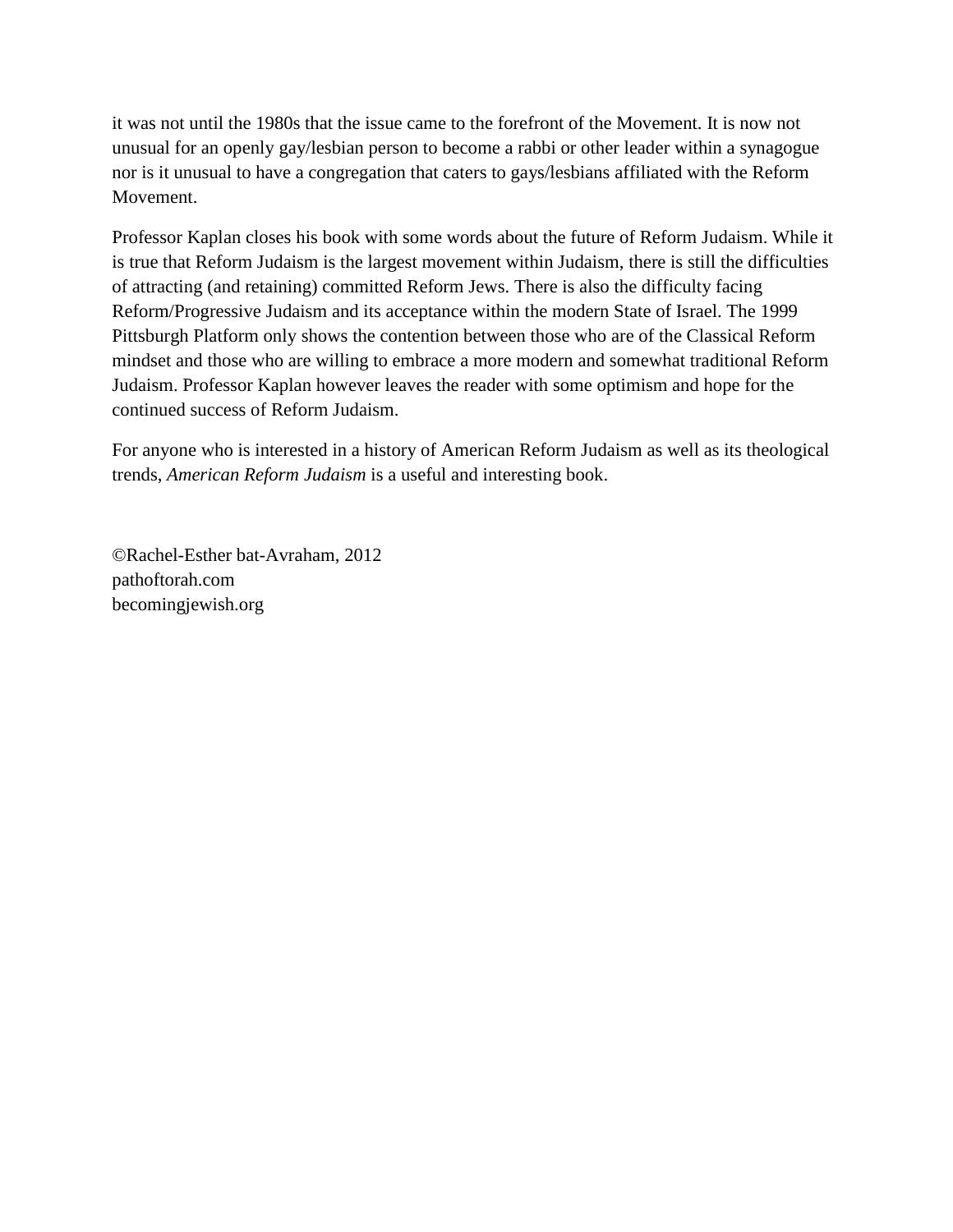it was not until the 1980s that the issue came to the forefront of the Movement. It is now not unusual for an openly gay/lesbian person to become a rabbi or other leader within a synagogue nor is it unusual to have a congregation that caters to gays/lesbians affiliated with the Reform Movement.

Professor Kaplan closes his book with some words about the future of Reform Judaism. While it is true that Reform Judaism is the largest movement within Judaism, there is still the difficulties of attracting (and retaining) committed Reform Jews. There is also the difficulty facing Reform/Progressive Judaism and its acceptance within the modern State of Israel. The 1999 Pittsburgh Platform only shows the contention between those who are of the Classical Reform mindset and those who are willing to embrace a more modern and somewhat traditional Reform Judaism. Professor Kaplan however leaves the reader with some optimism and hope for the continued success of Reform Judaism.

For anyone who is interested in a history of American Reform Judaism as well as its theological trends, *American Reform Judaism* is a useful and interesting book.

©Rachel-Esther bat-Avraham, 2012
pathoftorah.com
becomingjewish.org